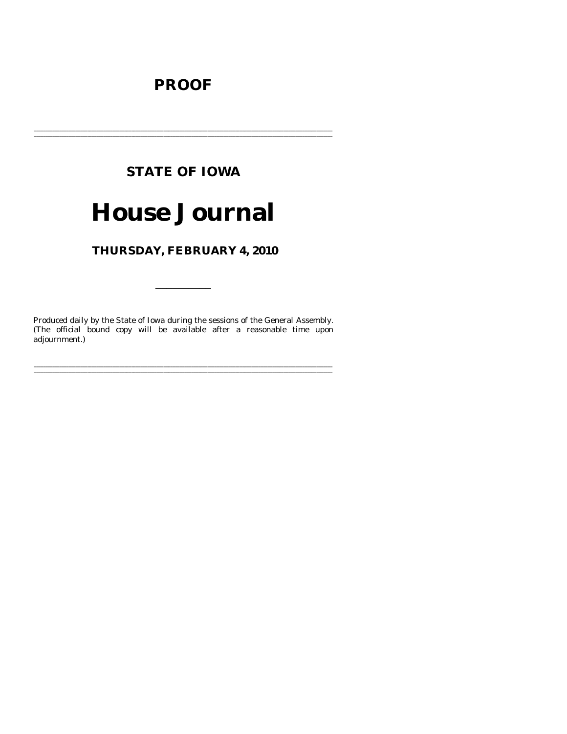**PROOF**

---

## STATE OF IOWA

# House Journal

### THURSDAY, FEBRUARY 4, 2010

---

Produced daily by the State of Iowa during the sessions of the General Assembly. (The official bound copy will be available after a reasonable time upon adjournment.)

---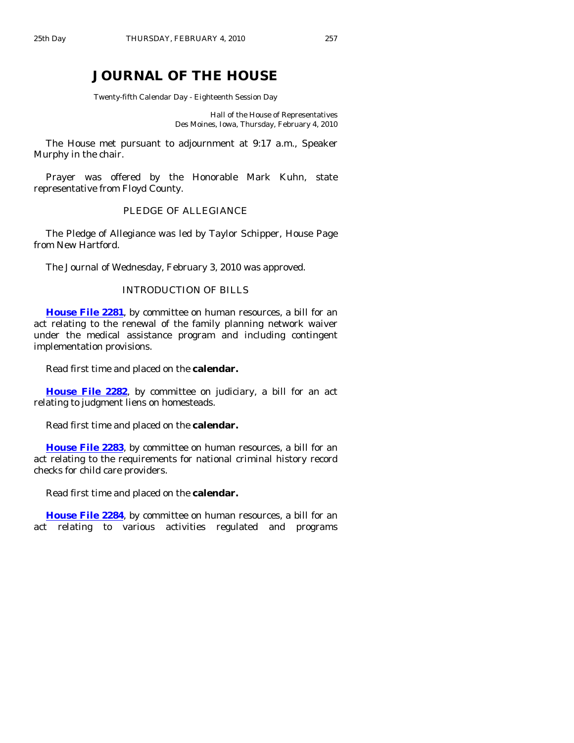# JOURNAL OF THE HOUSE

Twenty-fifth Calendar Day - Eighteenth Session Day

Hall of the House of Representatives
Des Moines, Iowa, Thursday, February 4, 2010

The House met pursuant to adjournment at 9:17 a.m., Speaker Murphy in the chair.

Prayer was offered by the Honorable Mark Kuhn, state representative from Floyd County.

## PLEDGE OF ALLEGIANCE

The Pledge of Allegiance was led by Taylor Schipper, House Page from New Hartford.

The Journal of Wednesday, February 3, 2010 was approved.

## INTRODUCTION OF BILLS

**House File 2281**, by committee on human resources, a bill for an act relating to the renewal of the family planning network waiver under the medical assistance program and including contingent implementation provisions.

Read first time and placed on the **calendar.**

**House File 2282**, by committee on judiciary, a bill for an act relating to judgment liens on homesteads.

Read first time and placed on the **calendar.**

**House File 2283**, by committee on human resources, a bill for an act relating to the requirements for national criminal history record checks for child care providers.

Read first time and placed on the **calendar.**

**House File 2284**, by committee on human resources, a bill for an act relating to various activities regulated and programs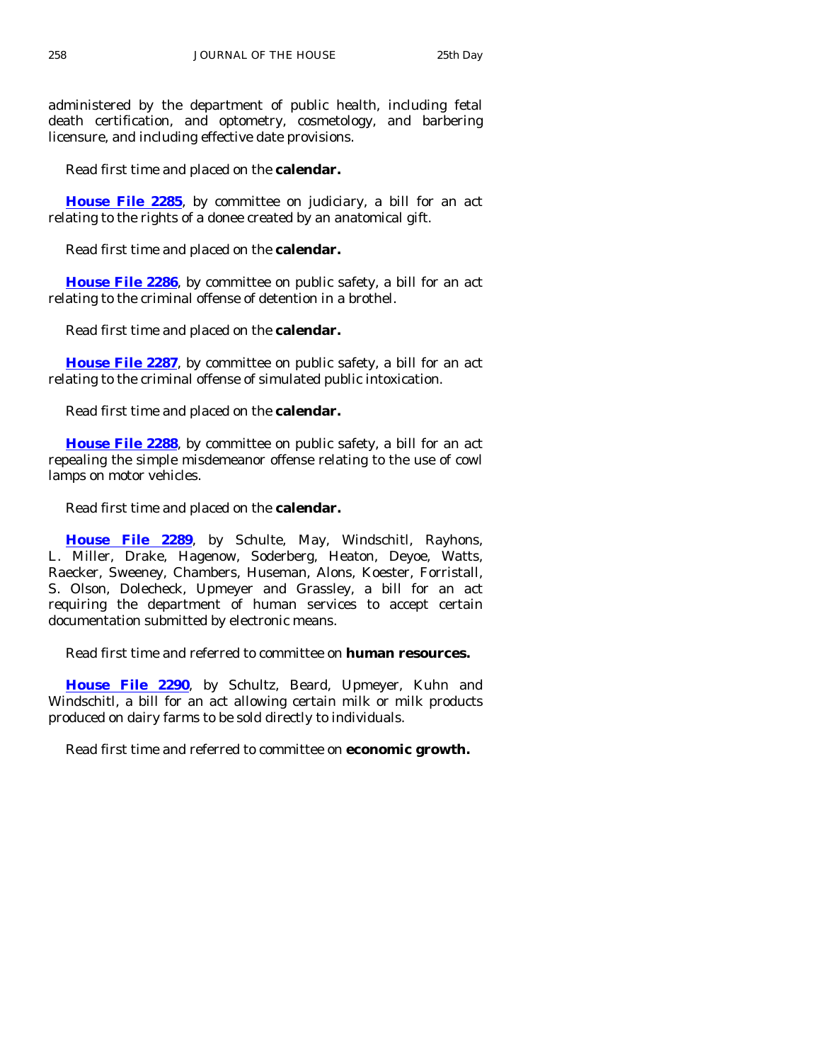administered by the department of public health, including fetal death certification, and optometry, cosmetology, and barbering licensure, and including effective date provisions.

Read first time and placed on the **calendar.**

**House File 2285**, by committee on judiciary, a bill for an act relating to the rights of a donee created by an anatomical gift.

Read first time and placed on the **calendar.**

**House File 2286**, by committee on public safety, a bill for an act relating to the criminal offense of detention in a brothel.

Read first time and placed on the **calendar.**

**House File 2287**, by committee on public safety, a bill for an act relating to the criminal offense of simulated public intoxication.

Read first time and placed on the **calendar.**

**House File 2288**, by committee on public safety, a bill for an act repealing the simple misdemeanor offense relating to the use of cowl lamps on motor vehicles.

Read first time and placed on the **calendar.**

**House File 2289**, by Schulte, May, Windschitl, Rayhons, L. Miller, Drake, Hagenow, Soderberg, Heaton, Deyoe, Watts, Raecker, Sweeney, Chambers, Huseman, Alons, Koester, Forristall, S. Olson, Dolecheck, Upmeyer and Grassley, a bill for an act requiring the department of human services to accept certain documentation submitted by electronic means.

Read first time and referred to committee on **human resources.**

**House File 2290**, by Schultz, Beard, Upmeyer, Kuhn and Windschitl, a bill for an act allowing certain milk or milk products produced on dairy farms to be sold directly to individuals.

Read first time and referred to committee on **economic growth.**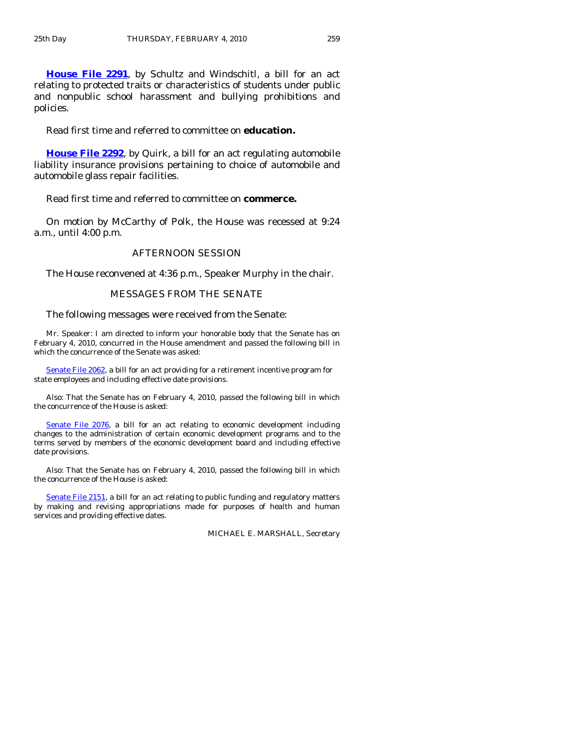**House File 2291**, by Schultz and Windschitl, a bill for an act relating to protected traits or characteristics of students under public and nonpublic school harassment and bullying prohibitions and policies.

Read first time and referred to committee on **education.**

**House File 2292**, by Quirk, a bill for an act regulating automobile liability insurance provisions pertaining to choice of automobile and automobile glass repair facilities.

Read first time and referred to committee on **commerce.**

On motion by McCarthy of Polk, the House was recessed at 9:24 a.m., until 4:00 p.m.

## AFTERNOON SESSION

The House reconvened at 4:36 p.m., Speaker Murphy in the chair.

## MESSAGES FROM THE SENATE

The following messages were received from the Senate:

Mr. Speaker: I am directed to inform your honorable body that the Senate has on February 4, 2010, concurred in the House amendment and passed the following bill in which the concurrence of the Senate was asked:

Senate File 2062, a bill for an act providing for a retirement incentive program for state employees and including effective date provisions.

Also: That the Senate has on February 4, 2010, passed the following bill in which the concurrence of the House is asked:

Senate File 2076, a bill for an act relating to economic development including changes to the administration of certain economic development programs and to the terms served by members of the economic development board and including effective date provisions.

Also: That the Senate has on February 4, 2010, passed the following bill in which the concurrence of the House is asked:

Senate File 2151, a bill for an act relating to public funding and regulatory matters by making and revising appropriations made for purposes of health and human services and providing effective dates.

MICHAEL E. MARSHALL, Secretary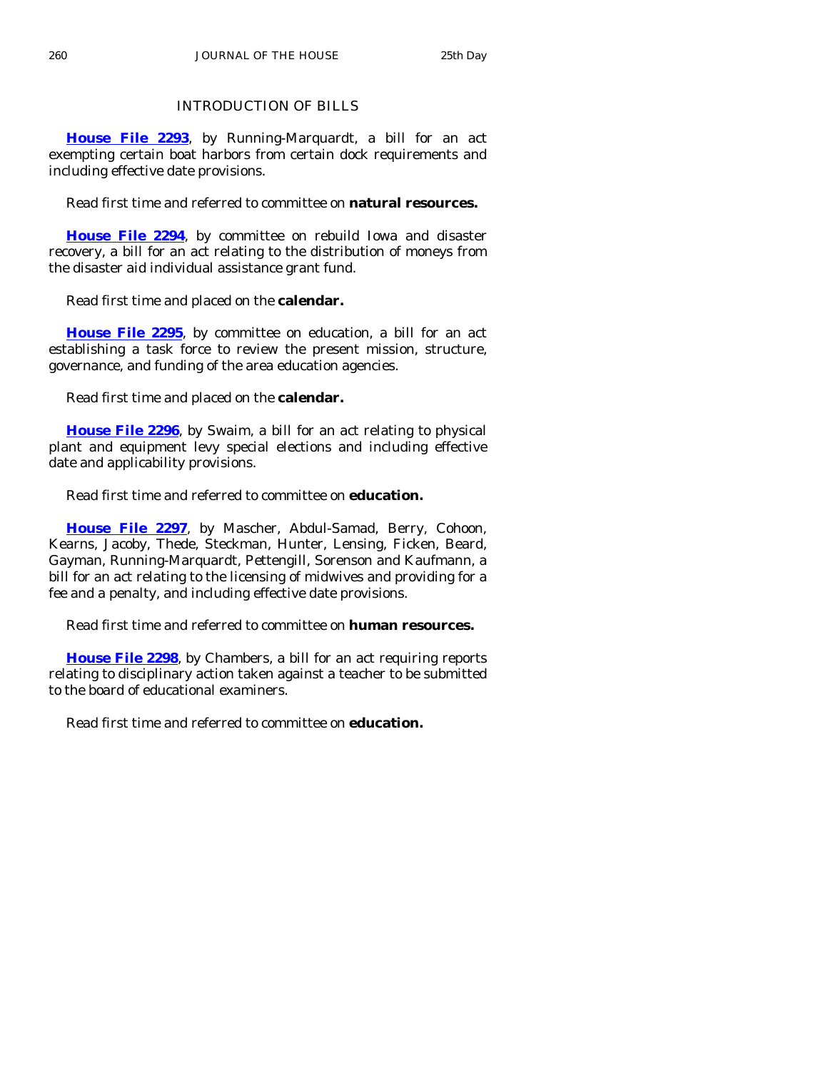## INTRODUCTION OF BILLS

**House File 2293**, by Running-Marquardt, a bill for an act exempting certain boat harbors from certain dock requirements and including effective date provisions.

Read first time and referred to committee on **natural resources.**

**House File 2294**, by committee on rebuild Iowa and disaster recovery, a bill for an act relating to the distribution of moneys from the disaster aid individual assistance grant fund.

Read first time and placed on the **calendar.**

**House File 2295**, by committee on education, a bill for an act establishing a task force to review the present mission, structure, governance, and funding of the area education agencies.

Read first time and placed on the **calendar.**

**House File 2296**, by Swaim, a bill for an act relating to physical plant and equipment levy special elections and including effective date and applicability provisions.

Read first time and referred to committee on **education.**

**House File 2297**, by Mascher, Abdul-Samad, Berry, Cohoon, Kearns, Jacoby, Thede, Steckman, Hunter, Lensing, Ficken, Beard, Gayman, Running-Marquardt, Pettengill, Sorenson and Kaufmann, a bill for an act relating to the licensing of midwives and providing for a fee and a penalty, and including effective date provisions.

Read first time and referred to committee on **human resources.**

**House File 2298**, by Chambers, a bill for an act requiring reports relating to disciplinary action taken against a teacher to be submitted to the board of educational examiners.

Read first time and referred to committee on **education.**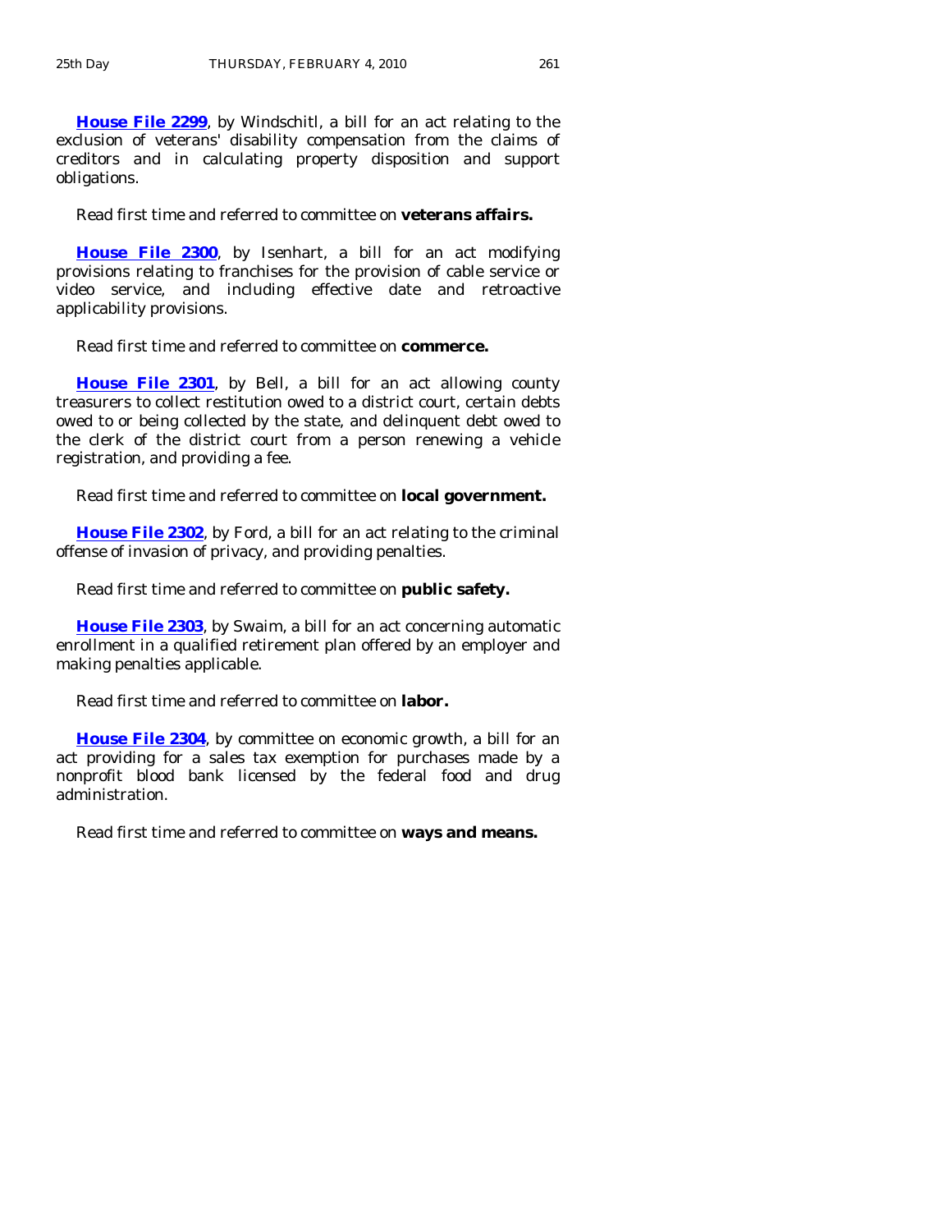**House File 2299**, by Windschitl, a bill for an act relating to the exclusion of veterans' disability compensation from the claims of creditors and in calculating property disposition and support obligations.

Read first time and referred to committee on **veterans affairs.**

**House File 2300**, by Isenhart, a bill for an act modifying provisions relating to franchises for the provision of cable service or video service, and including effective date and retroactive applicability provisions.

Read first time and referred to committee on **commerce.**

**House File 2301**, by Bell, a bill for an act allowing county treasurers to collect restitution owed to a district court, certain debts owed to or being collected by the state, and delinquent debt owed to the clerk of the district court from a person renewing a vehicle registration, and providing a fee.

Read first time and referred to committee on **local government.**

**House File 2302**, by Ford, a bill for an act relating to the criminal offense of invasion of privacy, and providing penalties.

Read first time and referred to committee on **public safety.**

**House File 2303**, by Swaim, a bill for an act concerning automatic enrollment in a qualified retirement plan offered by an employer and making penalties applicable.

Read first time and referred to committee on **labor.**

**House File 2304**, by committee on economic growth, a bill for an act providing for a sales tax exemption for purchases made by a nonprofit blood bank licensed by the federal food and drug administration.

Read first time and referred to committee on **ways and means.**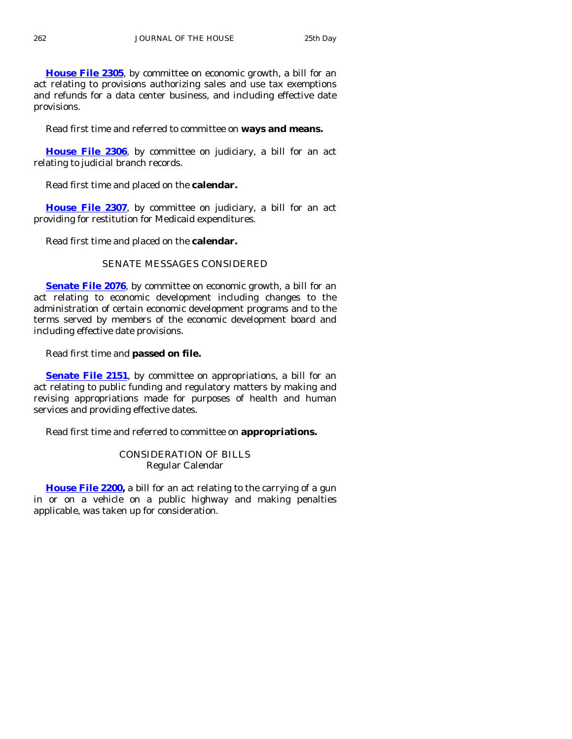**House File 2305**, by committee on economic growth, a bill for an act relating to provisions authorizing sales and use tax exemptions and refunds for a data center business, and including effective date provisions.

Read first time and referred to committee on **ways and means.**

**House File 2306**, by committee on judiciary, a bill for an act relating to judicial branch records.

Read first time and placed on the **calendar.**

**House File 2307**, by committee on judiciary, a bill for an act providing for restitution for Medicaid expenditures.

Read first time and placed on the **calendar.**

## SENATE MESSAGES CONSIDERED

**Senate File 2076**, by committee on economic growth, a bill for an act relating to economic development including changes to the administration of certain economic development programs and to the terms served by members of the economic development board and including effective date provisions.

Read first time and **passed on file.**

**Senate File 2151**, by committee on appropriations, a bill for an act relating to public funding and regulatory matters by making and revising appropriations made for purposes of health and human services and providing effective dates.

Read first time and referred to committee on **appropriations.**

## CONSIDERATION OF BILLS
### Regular Calendar

**House File 2200,** a bill for an act relating to the carrying of a gun in or on a vehicle on a public highway and making penalties applicable, was taken up for consideration.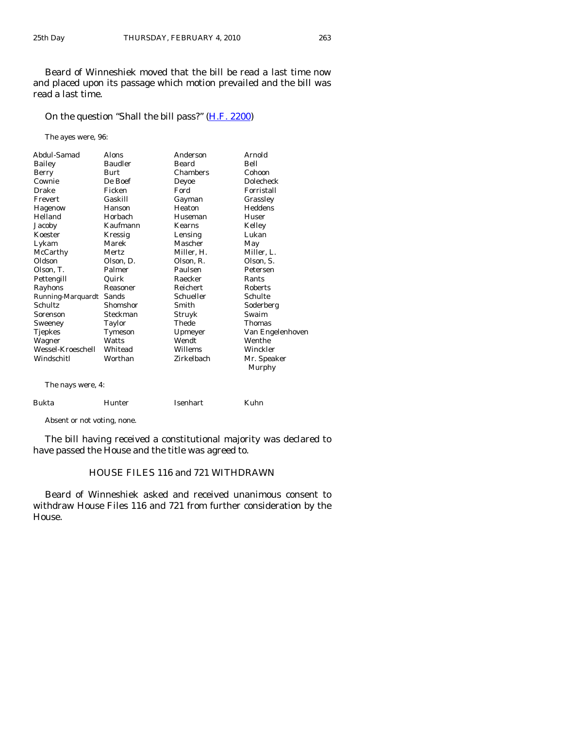Beard of Winneshiek moved that the bill be read a last time now and placed upon its passage which motion prevailed and the bill was read a last time.

On the question "Shall the bill pass?" (H.F. 2200)

The ayes were, 96:

| | | | |
|---|---|---|---|
| Abdul-Samad | Alons | Anderson | Arnold |
| Bailey | Baudler | Beard | Bell |
| Berry | Burt | Chambers | Cohoon |
| Cownie | De Boef | Deyoe | Dolecheck |
| Drake | Ficken | Ford | Forristall |
| Frevert | Gaskill | Gayman | Grassley |
| Hagenow | Hanson | Heaton | Heddens |
| Helland | Horbach | Huseman | Huser |
| Jacoby | Kaufmann | Kearns | Kelley |
| Koester | Kressig | Lensing | Lukan |
| Lykam | Marek | Mascher | May |
| McCarthy | Mertz | Miller, H. | Miller, L. |
| Oldson | Olson, D. | Olson, R. | Olson, S. |
| Olson, T. | Palmer | Paulsen | Petersen |
| Pettengill | Quirk | Raecker | Rants |
| Rayhons | Reasoner | Reichert | Roberts |
| Running-Marquardt | Sands | Schueller | Schulte |
| Schultz | Shomshor | Smith | Soderberg |
| Sorenson | Steckman | Struyk | Swaim |
| Sweeney | Taylor | Thede | Thomas |
| Tjepkes | Tymeson | Upmeyer | Van Engelenhoven |
| Wagner | Watts | Wendt | Wenthe |
| Wessel-Kroeschell | Whitead | Willems | Winckler |
| Windschitl | Worthan | Zirkelbach | Mr. Speaker Murphy |

The nays were, 4:

| | | | |
|---|---|---|---|
| Bukta | Hunter | Isenhart | Kuhn |

Absent or not voting, none.

The bill having received a constitutional majority was declared to have passed the House and the title was agreed to.

## HOUSE FILES 116 and 721 WITHDRAWN

Beard of Winneshiek asked and received unanimous consent to withdraw House Files 116 and 721 from further consideration by the House.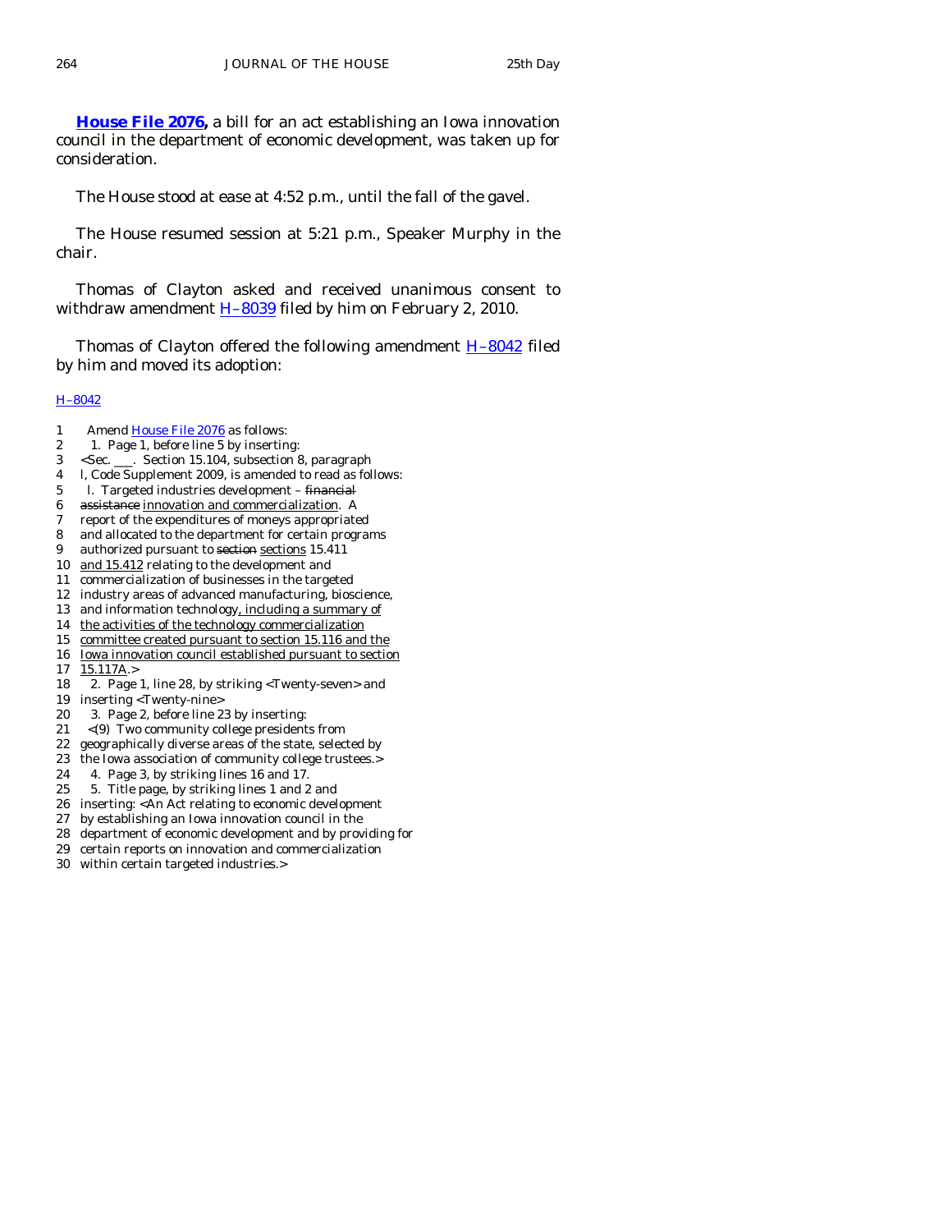**House File 2076,** a bill for an act establishing an Iowa innovation council in the department of economic development, was taken up for consideration.

The House stood at ease at 4:52 p.m., until the fall of the gavel.

The House resumed session at 5:21 p.m., Speaker Murphy in the chair.

Thomas of Clayton asked and received unanimous consent to withdraw amendment H–8039 filed by him on February 2, 2010.

Thomas of Clayton offered the following amendment H–8042 filed by him and moved its adoption:

H–8042

1 Amend House File 2076 as follows:
2 1. Page 1, before line 5 by inserting:
3 <Sec. \_\_\_. Section 15.104, subsection 8, paragraph
4 l, Code Supplement 2009, is amended to read as follows:
5 l. Targeted industries development – ~~financial~~
6 ~~assistance~~ innovation and commercialization. A
7 report of the expenditures of moneys appropriated
8 and allocated to the department for certain programs
9 authorized pursuant to ~~section~~ sections 15.411
10 and 15.412 relating to the development and
11 commercialization of businesses in the targeted
12 industry areas of advanced manufacturing, bioscience,
13 and information technology, including a summary of
14 the activities of the technology commercialization
15 committee created pursuant to section 15.116 and the
16 Iowa innovation council established pursuant to section
17 15.117A.>
18 2. Page 1, line 28, by striking <Twenty-seven> and
19 inserting <Twenty-nine>
20 3. Page 2, before line 23 by inserting:
21 <(9) Two community college presidents from
22 geographically diverse areas of the state, selected by
23 the Iowa association of community college trustees.>
24 4. Page 3, by striking lines 16 and 17.
25 5. Title page, by striking lines 1 and 2 and
26 inserting: <An Act relating to economic development
27 by establishing an Iowa innovation council in the
28 department of economic development and by providing for
29 certain reports on innovation and commercialization
30 within certain targeted industries.>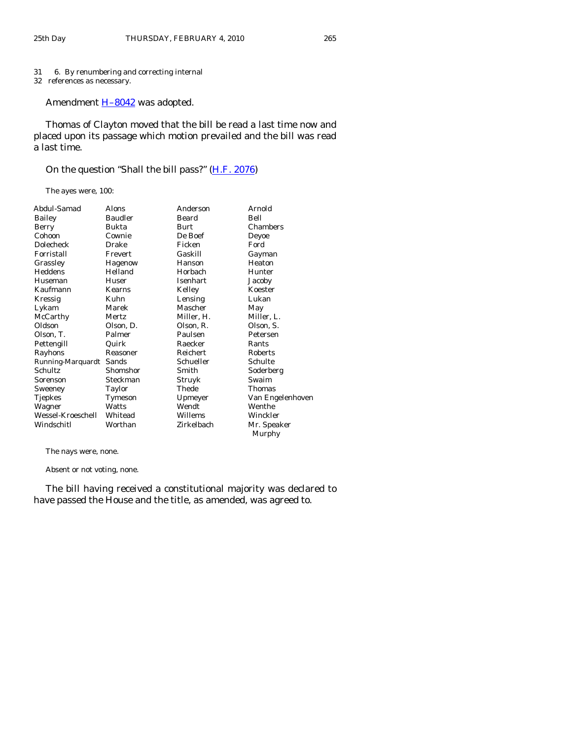31 6. By renumbering and correcting internal
32 references as necessary.

Amendment H–8042 was adopted.

Thomas of Clayton moved that the bill be read a last time now and placed upon its passage which motion prevailed and the bill was read a last time.

On the question "Shall the bill pass?" (H.F. 2076)

The ayes were, 100:

| | | | |
|---|---|---|---|
| Abdul-Samad | Alons | Anderson | Arnold |
| Bailey | Baudler | Beard | Bell |
| Berry | Bukta | Burt | Chambers |
| Cohoon | Cownie | De Boef | Deyoe |
| Dolecheck | Drake | Ficken | Ford |
| Forristall | Frevert | Gaskill | Gayman |
| Grassley | Hagenow | Hanson | Heaton |
| Heddens | Helland | Horbach | Hunter |
| Huseman | Huser | Isenhart | Jacoby |
| Kaufmann | Kearns | Kelley | Koester |
| Kressig | Kuhn | Lensing | Lukan |
| Lykam | Marek | Mascher | May |
| McCarthy | Mertz | Miller, H. | Miller, L. |
| Oldson | Olson, D. | Olson, R. | Olson, S. |
| Olson, T. | Palmer | Paulsen | Petersen |
| Pettengill | Quirk | Raecker | Rants |
| Rayhons | Reasoner | Reichert | Roberts |
| Running-Marquardt | Sands | Schueller | Schulte |
| Schultz | Shomshor | Smith | Soderberg |
| Sorenson | Steckman | Struyk | Swaim |
| Sweeney | Taylor | Thede | Thomas |
| Tjepkes | Tymeson | Upmeyer | Van Engelenhoven |
| Wagner | Watts | Wendt | Wenthe |
| Wessel-Kroeschell | Whitead | Willems | Winckler |
| Windschitl | Worthan | Zirkelbach | Mr. Speaker Murphy |

The nays were, none.

Absent or not voting, none.

The bill having received a constitutional majority was declared to have passed the House and the title, as amended, was agreed to.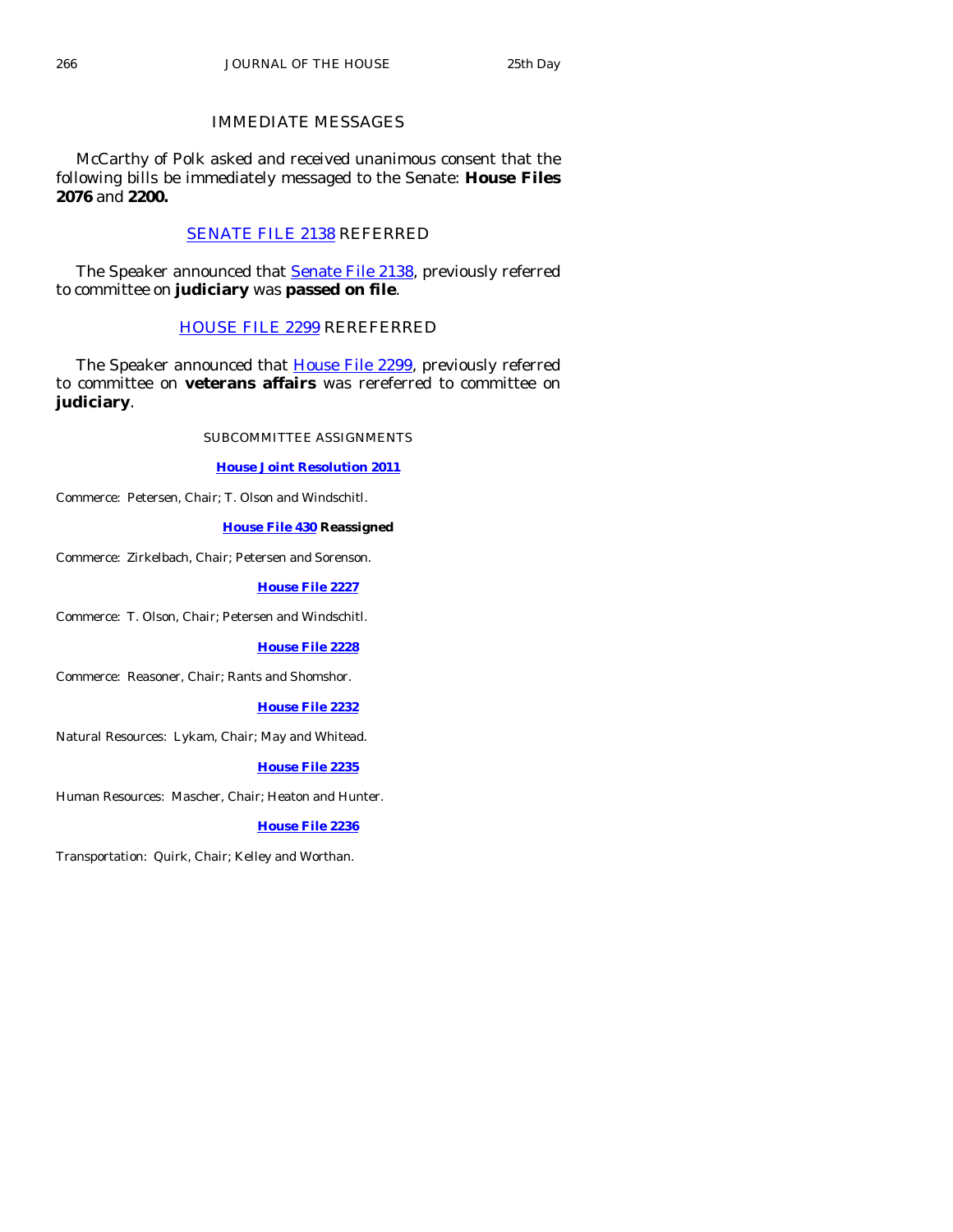## IMMEDIATE MESSAGES

McCarthy of Polk asked and received unanimous consent that the following bills be immediately messaged to the Senate: **House Files 2076** and **2200.**

## SENATE FILE 2138 REFERRED

The Speaker announced that Senate File 2138, previously referred to committee on **judiciary** was **passed on file**.

## HOUSE FILE 2299 REREFERRED

The Speaker announced that House File 2299, previously referred to committee on **veterans affairs** was rereferred to committee on **judiciary**.

### SUBCOMMITTEE ASSIGNMENTS

**House Joint Resolution 2011**

Commerce: Petersen, Chair; T. Olson and Windschitl.

**House File 430 Reassigned**

Commerce: Zirkelbach, Chair; Petersen and Sorenson.

**House File 2227**

Commerce: T. Olson, Chair; Petersen and Windschitl.

**House File 2228**

Commerce: Reasoner, Chair; Rants and Shomshor.

**House File 2232**

Natural Resources: Lykam, Chair; May and Whitead.

**House File 2235**

Human Resources: Mascher, Chair; Heaton and Hunter.

**House File 2236**

Transportation: Quirk, Chair; Kelley and Worthan.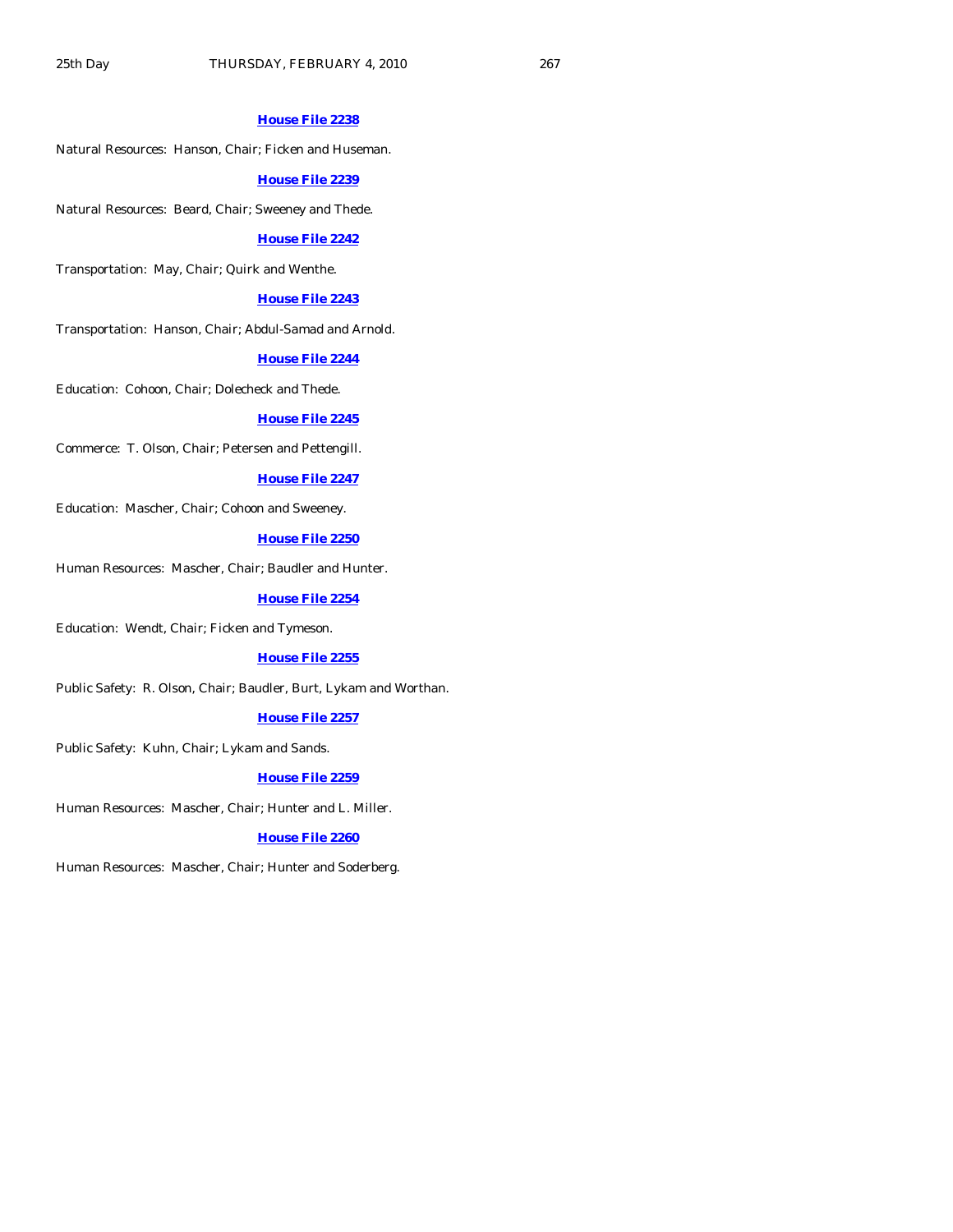**House File 2238**

Natural Resources: Hanson, Chair; Ficken and Huseman.

**House File 2239**

Natural Resources: Beard, Chair; Sweeney and Thede.

**House File 2242**

Transportation: May, Chair; Quirk and Wenthe.

**House File 2243**

Transportation: Hanson, Chair; Abdul-Samad and Arnold.

**House File 2244**

Education: Cohoon, Chair; Dolecheck and Thede.

**House File 2245**

Commerce: T. Olson, Chair; Petersen and Pettengill.

**House File 2247**

Education: Mascher, Chair; Cohoon and Sweeney.

**House File 2250**

Human Resources: Mascher, Chair; Baudler and Hunter.

**House File 2254**

Education: Wendt, Chair; Ficken and Tymeson.

**House File 2255**

Public Safety: R. Olson, Chair; Baudler, Burt, Lykam and Worthan.

**House File 2257**

Public Safety: Kuhn, Chair; Lykam and Sands.

**House File 2259**

Human Resources: Mascher, Chair; Hunter and L. Miller.

**House File 2260**

Human Resources: Mascher, Chair; Hunter and Soderberg.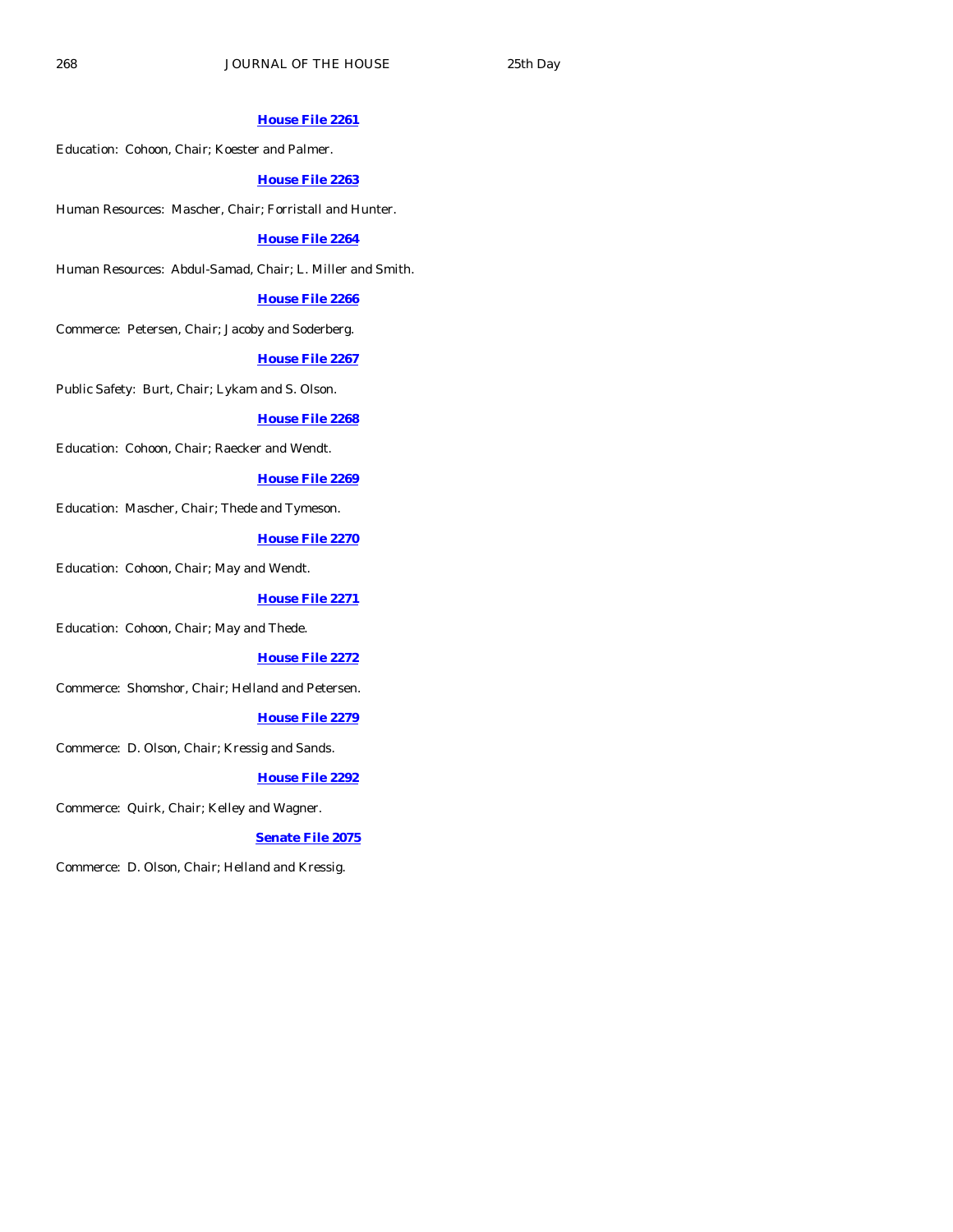**House File 2261**

Education: Cohoon, Chair; Koester and Palmer.

**House File 2263**

Human Resources: Mascher, Chair; Forristall and Hunter.

**House File 2264**

Human Resources: Abdul-Samad, Chair; L. Miller and Smith.

**House File 2266**

Commerce: Petersen, Chair; Jacoby and Soderberg.

**House File 2267**

Public Safety: Burt, Chair; Lykam and S. Olson.

**House File 2268**

Education: Cohoon, Chair; Raecker and Wendt.

**House File 2269**

Education: Mascher, Chair; Thede and Tymeson.

**House File 2270**

Education: Cohoon, Chair; May and Wendt.

**House File 2271**

Education: Cohoon, Chair; May and Thede.

**House File 2272**

Commerce: Shomshor, Chair; Helland and Petersen.

**House File 2279**

Commerce: D. Olson, Chair; Kressig and Sands.

**House File 2292**

Commerce: Quirk, Chair; Kelley and Wagner.

**Senate File 2075**

Commerce: D. Olson, Chair; Helland and Kressig.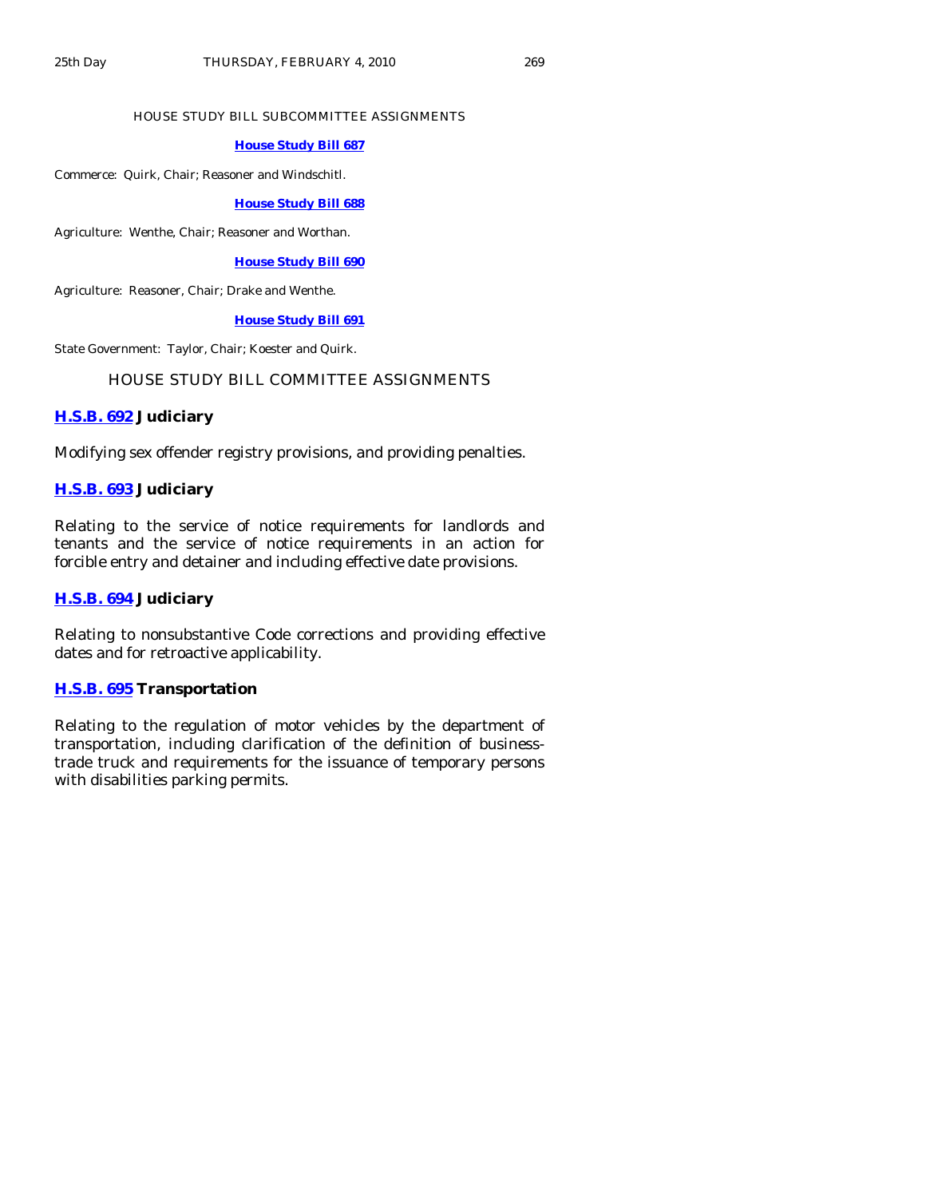## HOUSE STUDY BILL SUBCOMMITTEE ASSIGNMENTS

**House Study Bill 687**

Commerce: Quirk, Chair; Reasoner and Windschitl.

**House Study Bill 688**

Agriculture: Wenthe, Chair; Reasoner and Worthan.

**House Study Bill 690**

Agriculture: Reasoner, Chair; Drake and Wenthe.

**House Study Bill 691**

State Government: Taylor, Chair; Koester and Quirk.

## HOUSE STUDY BILL COMMITTEE ASSIGNMENTS

### H.S.B. 692 Judiciary

Modifying sex offender registry provisions, and providing penalties.

### H.S.B. 693 Judiciary

Relating to the service of notice requirements for landlords and tenants and the service of notice requirements in an action for forcible entry and detainer and including effective date provisions.

### H.S.B. 694 Judiciary

Relating to nonsubstantive Code corrections and providing effective dates and for retroactive applicability.

### H.S.B. 695 Transportation

Relating to the regulation of motor vehicles by the department of transportation, including clarification of the definition of business-trade truck and requirements for the issuance of temporary persons with disabilities parking permits.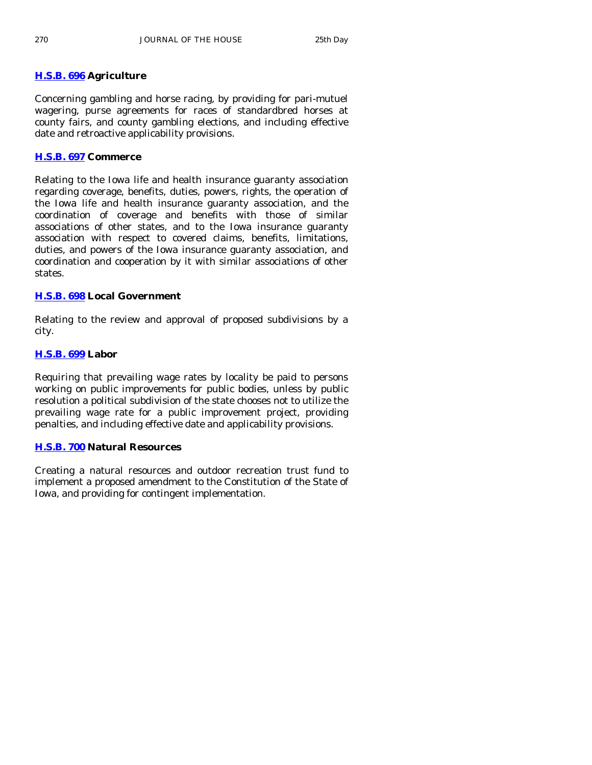**H.S.B. 696 Agriculture**

Concerning gambling and horse racing, by providing for pari-mutuel wagering, purse agreements for races of standardbred horses at county fairs, and county gambling elections, and including effective date and retroactive applicability provisions.

**H.S.B. 697 Commerce**

Relating to the Iowa life and health insurance guaranty association regarding coverage, benefits, duties, powers, rights, the operation of the Iowa life and health insurance guaranty association, and the coordination of coverage and benefits with those of similar associations of other states, and to the Iowa insurance guaranty association with respect to covered claims, benefits, limitations, duties, and powers of the Iowa insurance guaranty association, and coordination and cooperation by it with similar associations of other states.

**H.S.B. 698 Local Government**

Relating to the review and approval of proposed subdivisions by a city.

**H.S.B. 699 Labor**

Requiring that prevailing wage rates by locality be paid to persons working on public improvements for public bodies, unless by public resolution a political subdivision of the state chooses not to utilize the prevailing wage rate for a public improvement project, providing penalties, and including effective date and applicability provisions.

**H.S.B. 700 Natural Resources**

Creating a natural resources and outdoor recreation trust fund to implement a proposed amendment to the Constitution of the State of Iowa, and providing for contingent implementation.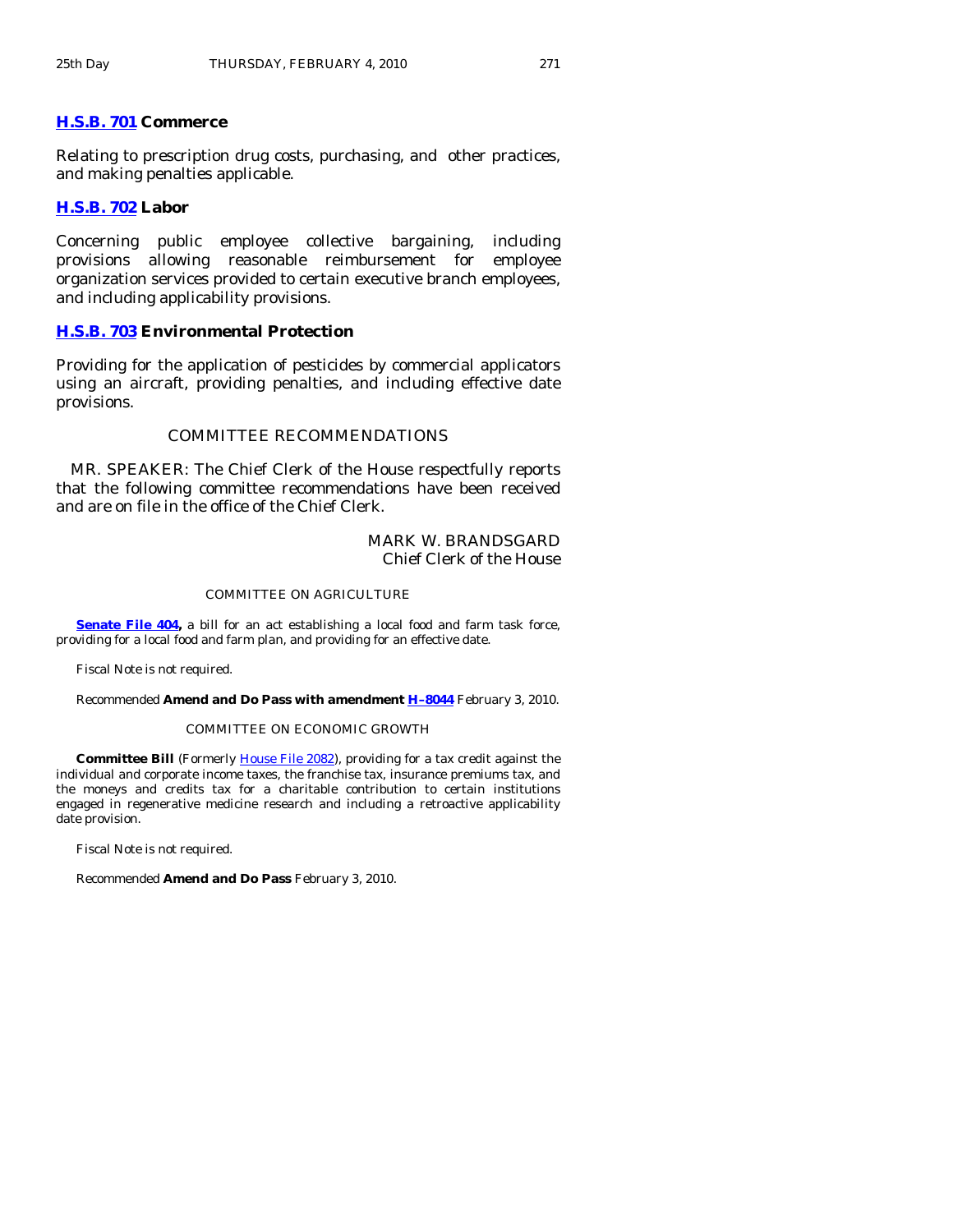**H.S.B. 701 Commerce**

Relating to prescription drug costs, purchasing, and other practices, and making penalties applicable.

**H.S.B. 702 Labor**

Concerning public employee collective bargaining, including provisions allowing reasonable reimbursement for employee organization services provided to certain executive branch employees, and including applicability provisions.

**H.S.B. 703 Environmental Protection**

Providing for the application of pesticides by commercial applicators using an aircraft, providing penalties, and including effective date provisions.

## COMMITTEE RECOMMENDATIONS

MR. SPEAKER: The Chief Clerk of the House respectfully reports that the following committee recommendations have been received and are on file in the office of the Chief Clerk.

MARK W. BRANDSGARD
Chief Clerk of the House

### COMMITTEE ON AGRICULTURE

**Senate File 404,** a bill for an act establishing a local food and farm task force, providing for a local food and farm plan, and providing for an effective date.

Fiscal Note is not required.

Recommended **Amend and Do Pass with amendment H–8044** February 3, 2010.

### COMMITTEE ON ECONOMIC GROWTH

**Committee Bill** (Formerly House File 2082), providing for a tax credit against the individual and corporate income taxes, the franchise tax, insurance premiums tax, and the moneys and credits tax for a charitable contribution to certain institutions engaged in regenerative medicine research and including a retroactive applicability date provision.

Fiscal Note is not required.

Recommended **Amend and Do Pass** February 3, 2010.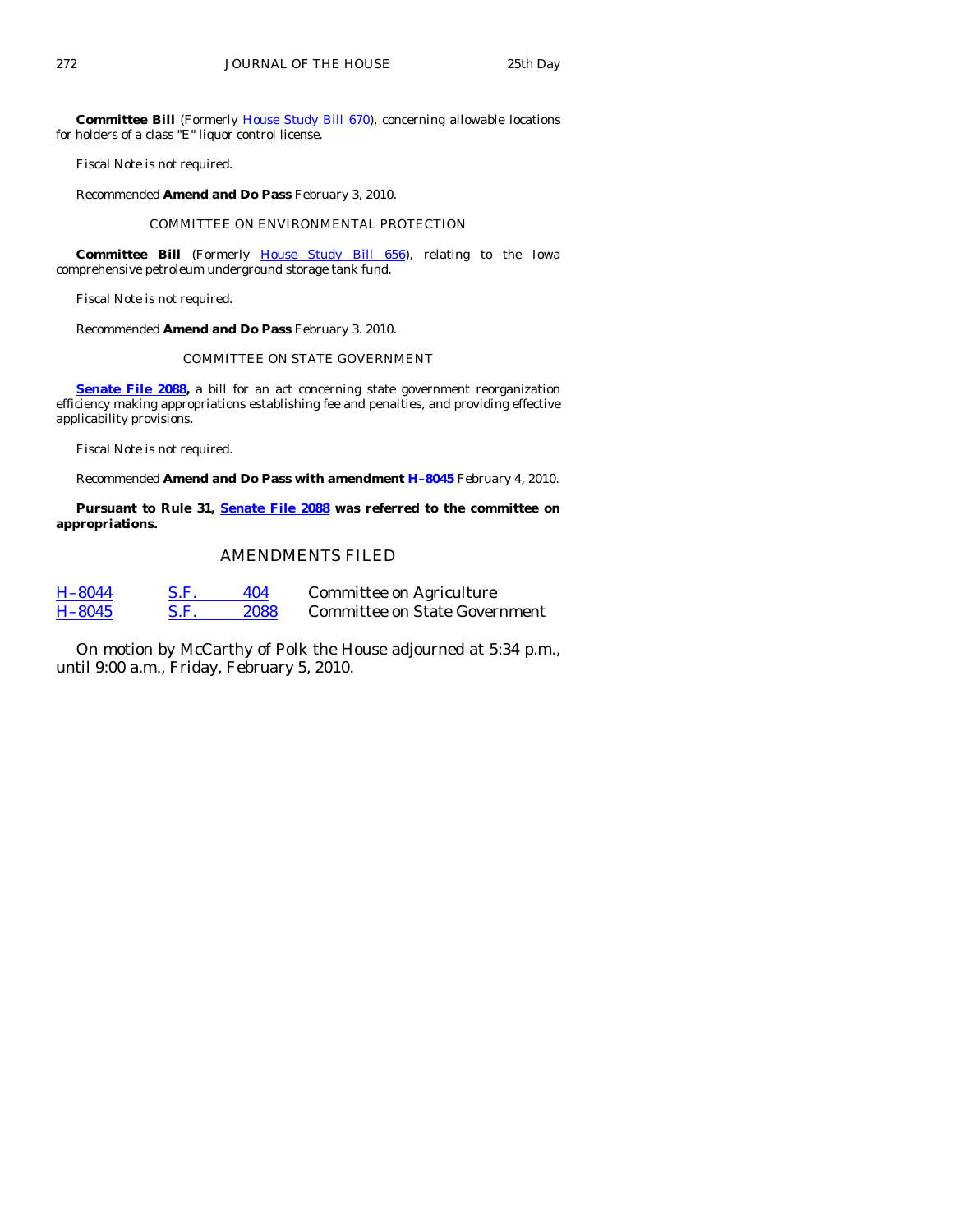**Committee Bill** (Formerly House Study Bill 670), concerning allowable locations for holders of a class "E" liquor control license.

Fiscal Note is not required.

Recommended **Amend and Do Pass** February 3, 2010.

COMMITTEE ON ENVIRONMENTAL PROTECTION

**Committee Bill** (Formerly House Study Bill 656), relating to the Iowa comprehensive petroleum underground storage tank fund.

Fiscal Note is not required.

Recommended **Amend and Do Pass** February 3. 2010.

COMMITTEE ON STATE GOVERNMENT

**Senate File 2088,** a bill for an act concerning state government reorganization efficiency making appropriations establishing fee and penalties, and providing effective applicability provisions.

Fiscal Note is not required.

Recommended **Amend and Do Pass with amendment H–8045** February 4, 2010.

**Pursuant to Rule 31, Senate File 2088 was referred to the committee on appropriations.**

## AMENDMENTS FILED

| | | |
|---|---|---|
| H–8044 | S.F. 404 | Committee on Agriculture |
| H–8045 | S.F. 2088 | Committee on State Government |

On motion by McCarthy of Polk the House adjourned at 5:34 p.m., until 9:00 a.m., Friday, February 5, 2010.